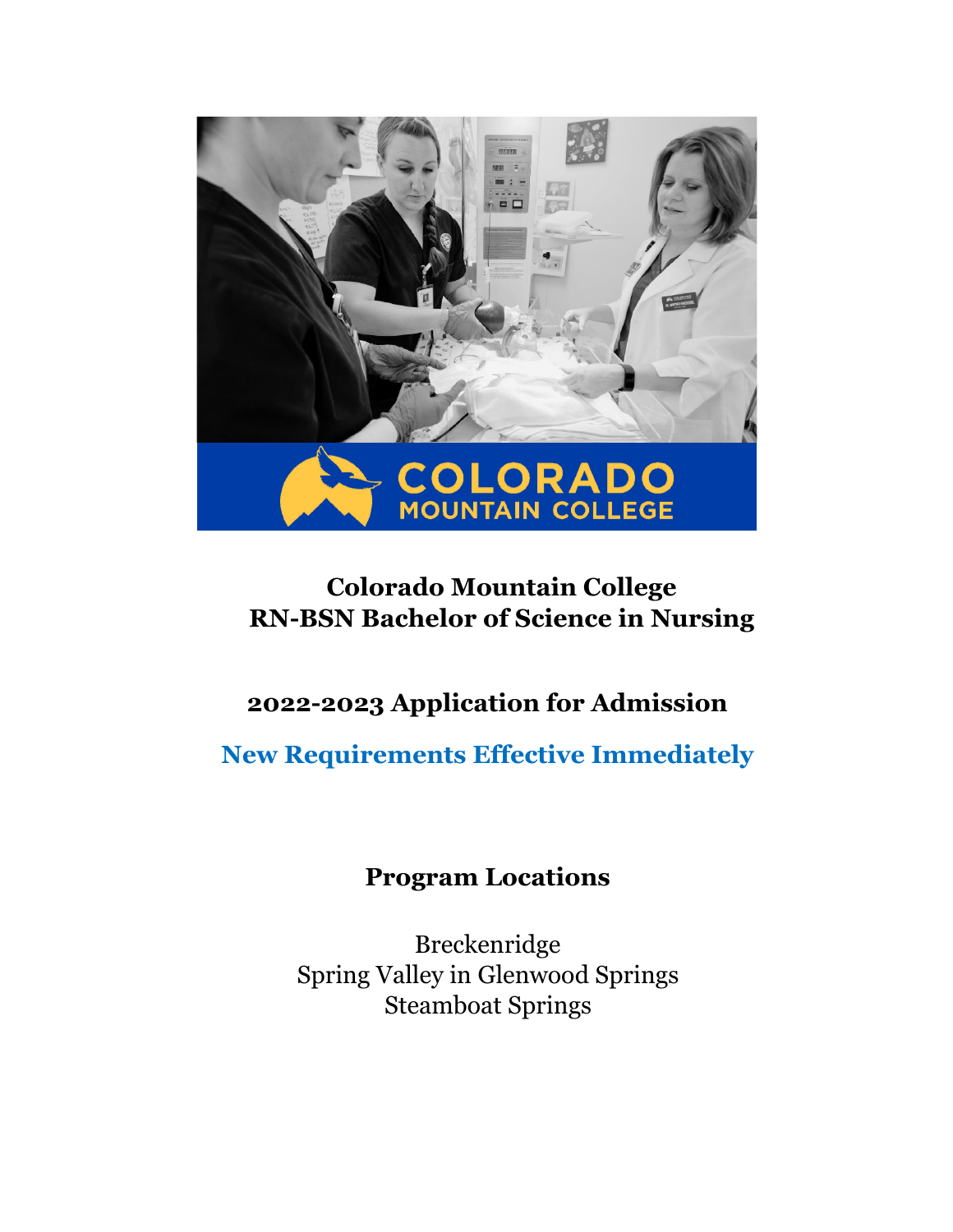# Colorado Mountain College
# RN-BSN Bachelor of Science in Nursing

## 2022-2023 Application for Admission

**New Requirements Effective Immediately**

## Program Locations

Breckenridge
Spring Valley in Glenwood Springs
Steamboat Springs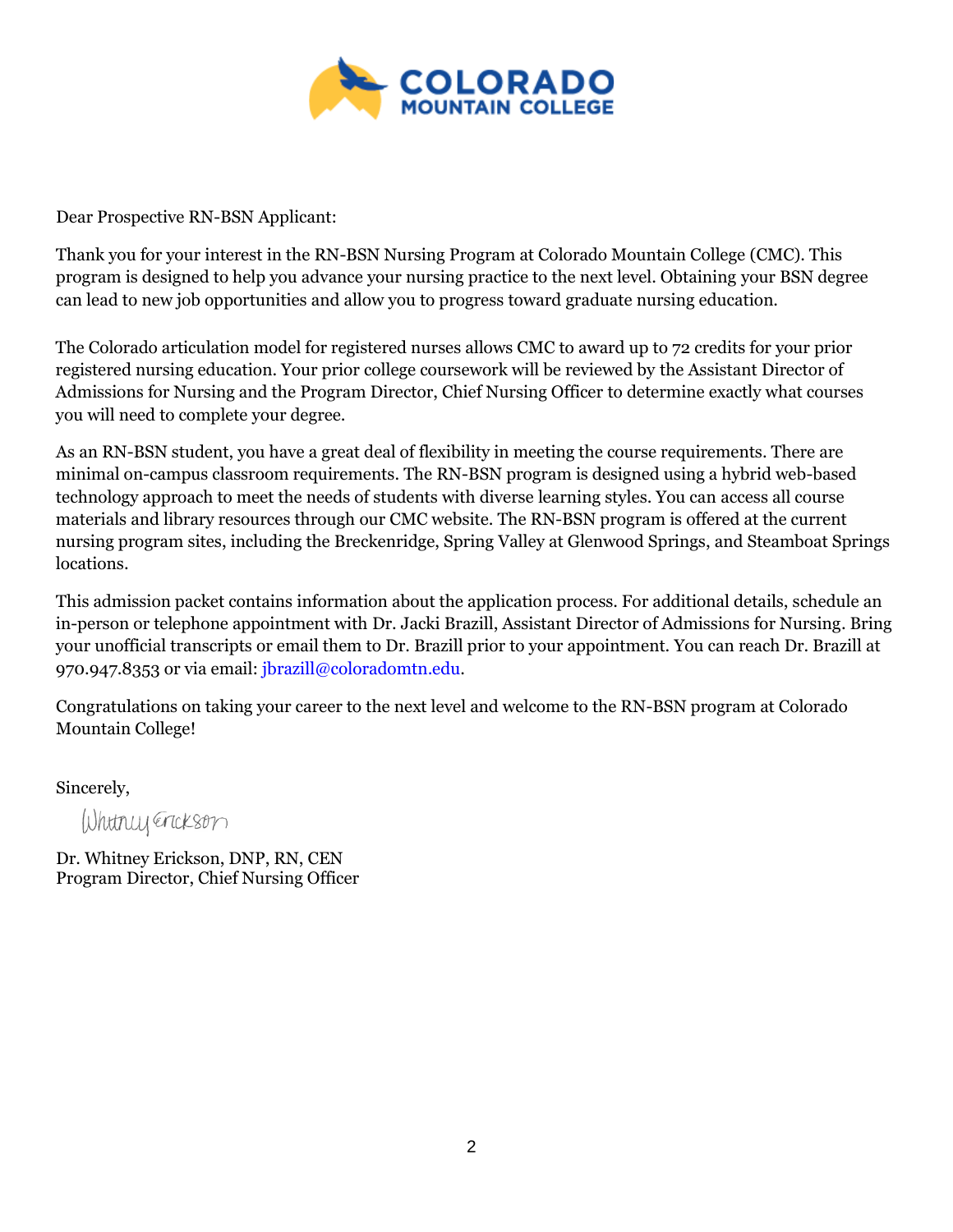Dear Prospective RN-BSN Applicant:

Thank you for your interest in the RN-BSN Nursing Program at Colorado Mountain College (CMC). This program is designed to help you advance your nursing practice to the next level. Obtaining your BSN degree can lead to new job opportunities and allow you to progress toward graduate nursing education.

The Colorado articulation model for registered nurses allows CMC to award up to 72 credits for your prior registered nursing education. Your prior college coursework will be reviewed by the Assistant Director of Admissions for Nursing and the Program Director, Chief Nursing Officer to determine exactly what courses you will need to complete your degree.

As an RN-BSN student, you have a great deal of flexibility in meeting the course requirements. There are minimal on-campus classroom requirements. The RN-BSN program is designed using a hybrid web-based technology approach to meet the needs of students with diverse learning styles. You can access all course materials and library resources through our CMC website. The RN-BSN program is offered at the current nursing program sites, including the Breckenridge, Spring Valley at Glenwood Springs, and Steamboat Springs locations.

This admission packet contains information about the application process. For additional details, schedule an in-person or telephone appointment with Dr. Jacki Brazill, Assistant Director of Admissions for Nursing. Bring your unofficial transcripts or email them to Dr. Brazill prior to your appointment. You can reach Dr. Brazill at 970.947.8353 or via email: jbrazill@coloradomtn.edu.

Congratulations on taking your career to the next level and welcome to the RN-BSN program at Colorado Mountain College!

Sincerely,

Whitney Erickson

Dr. Whitney Erickson, DNP, RN, CEN
Program Director, Chief Nursing Officer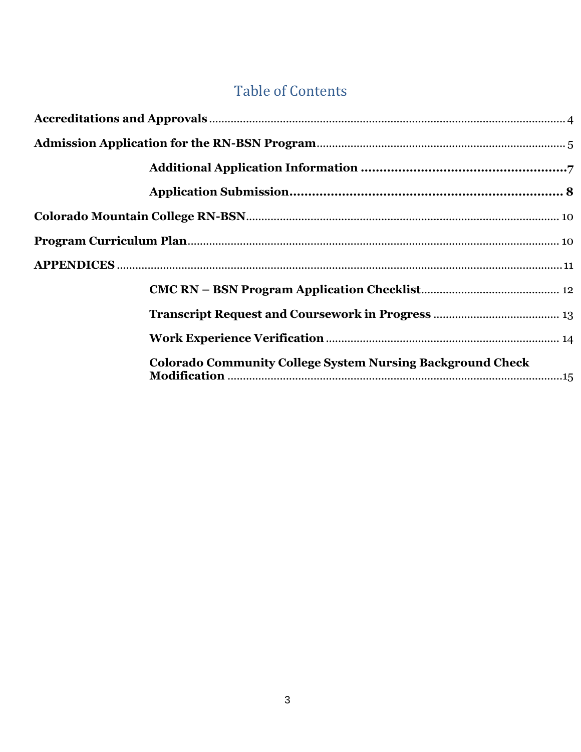# Table of Contents

**Accreditations and Approvals** ........ 4

**Admission Application for the RN-BSN Program** ........ 5

- **Additional Application Information** ........ 7
- **Application Submission** ........ 8

**Colorado Mountain College RN-BSN** ........ 10

**Program Curriculum Plan** ........ 10

**APPENDICES** ........ 11

- **CMC RN – BSN Program Application Checklist** ........ 12
- **Transcript Request and Coursework in Progress** ........ 13
- **Work Experience Verification** ........ 14
- **Colorado Community College System Nursing Background Check Modification** ........ 15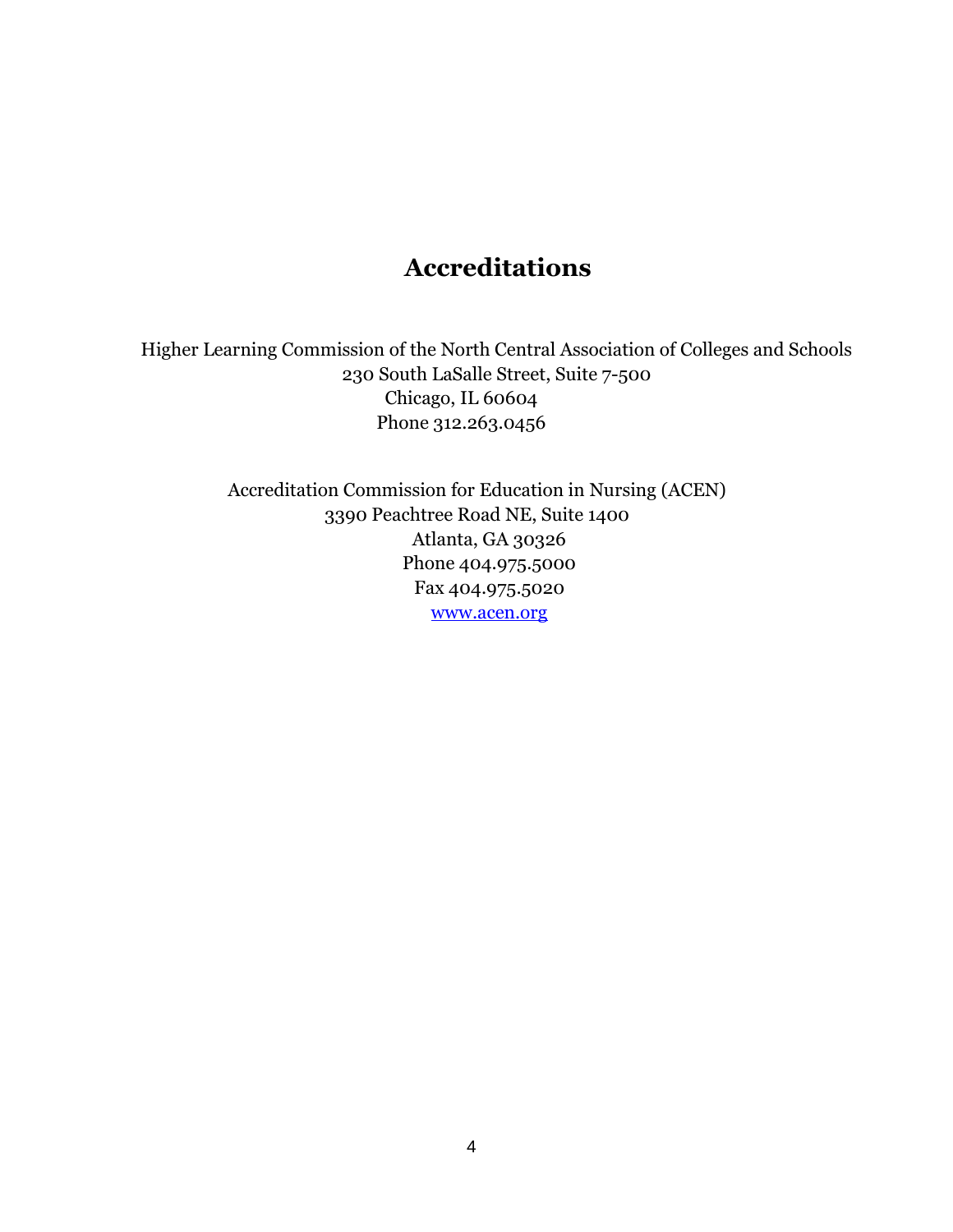# Accreditations

Higher Learning Commission of the North Central Association of Colleges and Schools
230 South LaSalle Street, Suite 7-500
Chicago, IL 60604
Phone 312.263.0456

Accreditation Commission for Education in Nursing (ACEN)
3390 Peachtree Road NE, Suite 1400
Atlanta, GA 30326
Phone 404.975.5000
Fax 404.975.5020
www.acen.org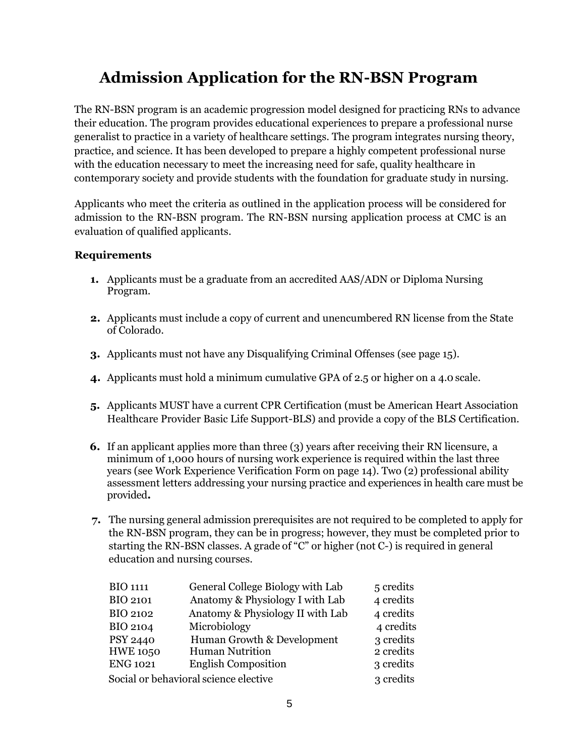# Admission Application for the RN-BSN Program

The RN-BSN program is an academic progression model designed for practicing RNs to advance their education. The program provides educational experiences to prepare a professional nurse generalist to practice in a variety of healthcare settings. The program integrates nursing theory, practice, and science. It has been developed to prepare a highly competent professional nurse with the education necessary to meet the increasing need for safe, quality healthcare in contemporary society and provide students with the foundation for graduate study in nursing.

Applicants who meet the criteria as outlined in the application process will be considered for admission to the RN-BSN program. The RN-BSN nursing application process at CMC is an evaluation of qualified applicants.

**Requirements**

1. Applicants must be a graduate from an accredited AAS/ADN or Diploma Nursing Program.
2. Applicants must include a copy of current and unencumbered RN license from the State of Colorado.
3. Applicants must not have any Disqualifying Criminal Offenses (see page 15).
4. Applicants must hold a minimum cumulative GPA of 2.5 or higher on a 4.0 scale.
5. Applicants MUST have a current CPR Certification (must be American Heart Association Healthcare Provider Basic Life Support-BLS) and provide a copy of the BLS Certification.
6. If an applicant applies more than three (3) years after receiving their RN licensure, a minimum of 1,000 hours of nursing work experience is required within the last three years (see Work Experience Verification Form on page 14). Two (2) professional ability assessment letters addressing your nursing practice and experiences in health care must be provided**.**
7. The nursing general admission prerequisites are not required to be completed to apply for the RN-BSN program, they can be in progress; however, they must be completed prior to starting the RN-BSN classes. A grade of "C" or higher (not C-) is required in general education and nursing courses.

| | | |
|---|---|---|
| BIO 1111 | General College Biology with Lab | 5 credits |
| BIO 2101 | Anatomy & Physiology I with Lab | 4 credits |
| BIO 2102 | Anatomy & Physiology II with Lab | 4 credits |
| BIO 2104 | Microbiology | 4 credits |
| PSY 2440 | Human Growth & Development | 3 credits |
| HWE 1050 | Human Nutrition | 2 credits |
| ENG 1021 | English Composition | 3 credits |
| Social or behavioral science elective | | 3 credits |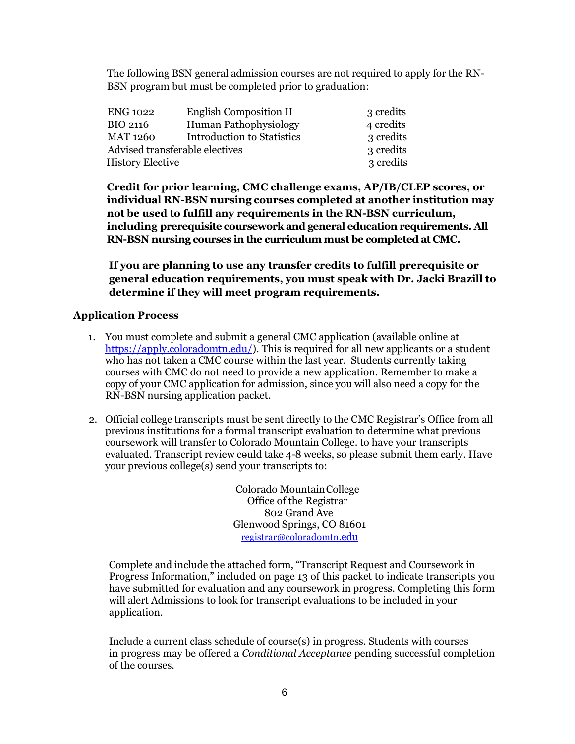The following BSN general admission courses are not required to apply for the RN-BSN program but must be completed prior to graduation:

| | | |
|---|---|---|
| ENG 1022 | English Composition II | 3 credits |
| BIO 2116 | Human Pathophysiology | 4 credits |
| MAT 1260 | Introduction to Statistics | 3 credits |
| Advised transferable electives | | 3 credits |
| History Elective | | 3 credits |

**Credit for prior learning, CMC challenge exams, AP/IB/CLEP scores, or individual RN-BSN nursing courses completed at another institution <u>may not</u> be used to fulfill any requirements in the RN-BSN curriculum, including prerequisite coursework and general education requirements. All RN-BSN nursing courses in the curriculum must be completed at CMC.**

**If you are planning to use any transfer credits to fulfill prerequisite or general education requirements, you must speak with Dr. Jacki Brazill to determine if they will meet program requirements.**

## Application Process

1. You must complete and submit a general CMC application (available online at https://apply.coloradomtn.edu/). This is required for all new applicants or a student who has not taken a CMC course within the last year. Students currently taking courses with CMC do not need to provide a new application. Remember to make a copy of your CMC application for admission, since you will also need a copy for the RN-BSN nursing application packet.

2. Official college transcripts must be sent directly to the CMC Registrar's Office from all previous institutions for a formal transcript evaluation to determine what previous coursework will transfer to Colorado Mountain College. to have your transcripts evaluated. Transcript review could take 4-8 weeks, so please submit them early. Have your previous college(s) send your transcripts to:

   Colorado Mountain College
   Office of the Registrar
   802 Grand Ave
   Glenwood Springs, CO 81601
   registrar@coloradomtn.edu

   Complete and include the attached form, "Transcript Request and Coursework in Progress Information," included on page 13 of this packet to indicate transcripts you have submitted for evaluation and any coursework in progress. Completing this form will alert Admissions to look for transcript evaluations to be included in your application.

   Include a current class schedule of course(s) in progress. Students with courses in progress may be offered a *Conditional Acceptance* pending successful completion of the courses.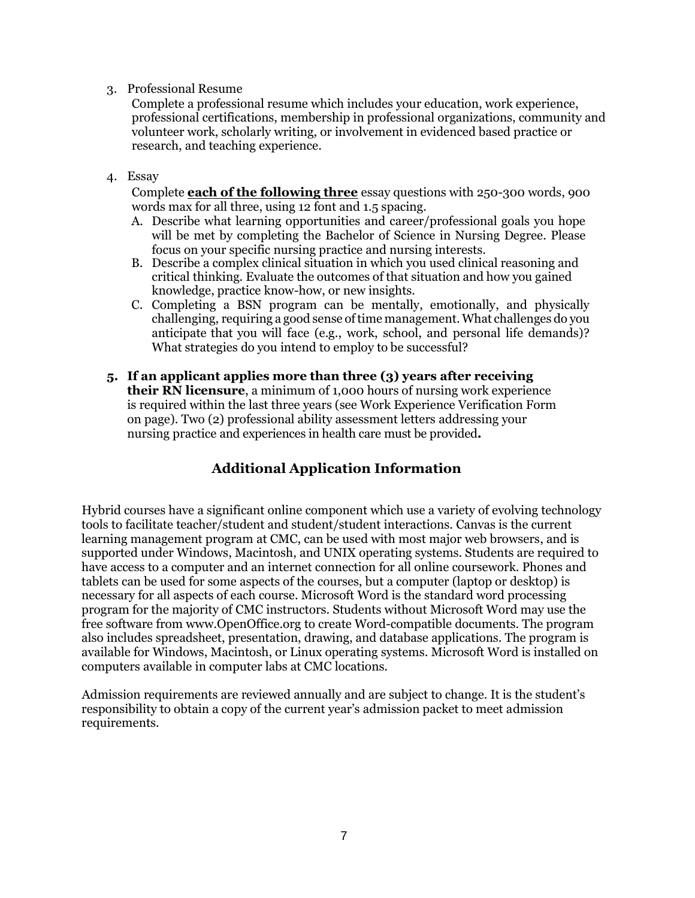3. Professional Resume

   Complete a professional resume which includes your education, work experience, professional certifications, membership in professional organizations, community and volunteer work, scholarly writing, or involvement in evidenced based practice or research, and teaching experience.

4. Essay

   Complete **<u>each of the following three</u>** essay questions with 250-300 words, 900 words max for all three, using 12 font and 1.5 spacing.

   A. Describe what learning opportunities and career/professional goals you hope will be met by completing the Bachelor of Science in Nursing Degree. Please focus on your specific nursing practice and nursing interests.
   B. Describe a complex clinical situation in which you used clinical reasoning and critical thinking. Evaluate the outcomes of that situation and how you gained knowledge, practice know-how, or new insights.
   C. Completing a BSN program can be mentally, emotionally, and physically challenging, requiring a good sense of time management. What challenges do you anticipate that you will face (e.g., work, school, and personal life demands)? What strategies do you intend to employ to be successful?

5. **If an applicant applies more than three (3) years after receiving their RN licensure**, a minimum of 1,000 hours of nursing work experience is required within the last three years (see Work Experience Verification Form on page). Two (2) professional ability assessment letters addressing your nursing practice and experiences in health care must be provided**.**

## Additional Application Information

Hybrid courses have a significant online component which use a variety of evolving technology tools to facilitate teacher/student and student/student interactions. Canvas is the current learning management program at CMC, can be used with most major web browsers, and is supported under Windows, Macintosh, and UNIX operating systems. Students are required to have access to a computer and an internet connection for all online coursework. Phones and tablets can be used for some aspects of the courses, but a computer (laptop or desktop) is necessary for all aspects of each course. Microsoft Word is the standard word processing program for the majority of CMC instructors. Students without Microsoft Word may use the free software from www.OpenOffice.org to create Word-compatible documents. The program also includes spreadsheet, presentation, drawing, and database applications. The program is available for Windows, Macintosh, or Linux operating systems. Microsoft Word is installed on computers available in computer labs at CMC locations.

Admission requirements are reviewed annually and are subject to change. It is the student's responsibility to obtain a copy of the current year's admission packet to meet admission requirements.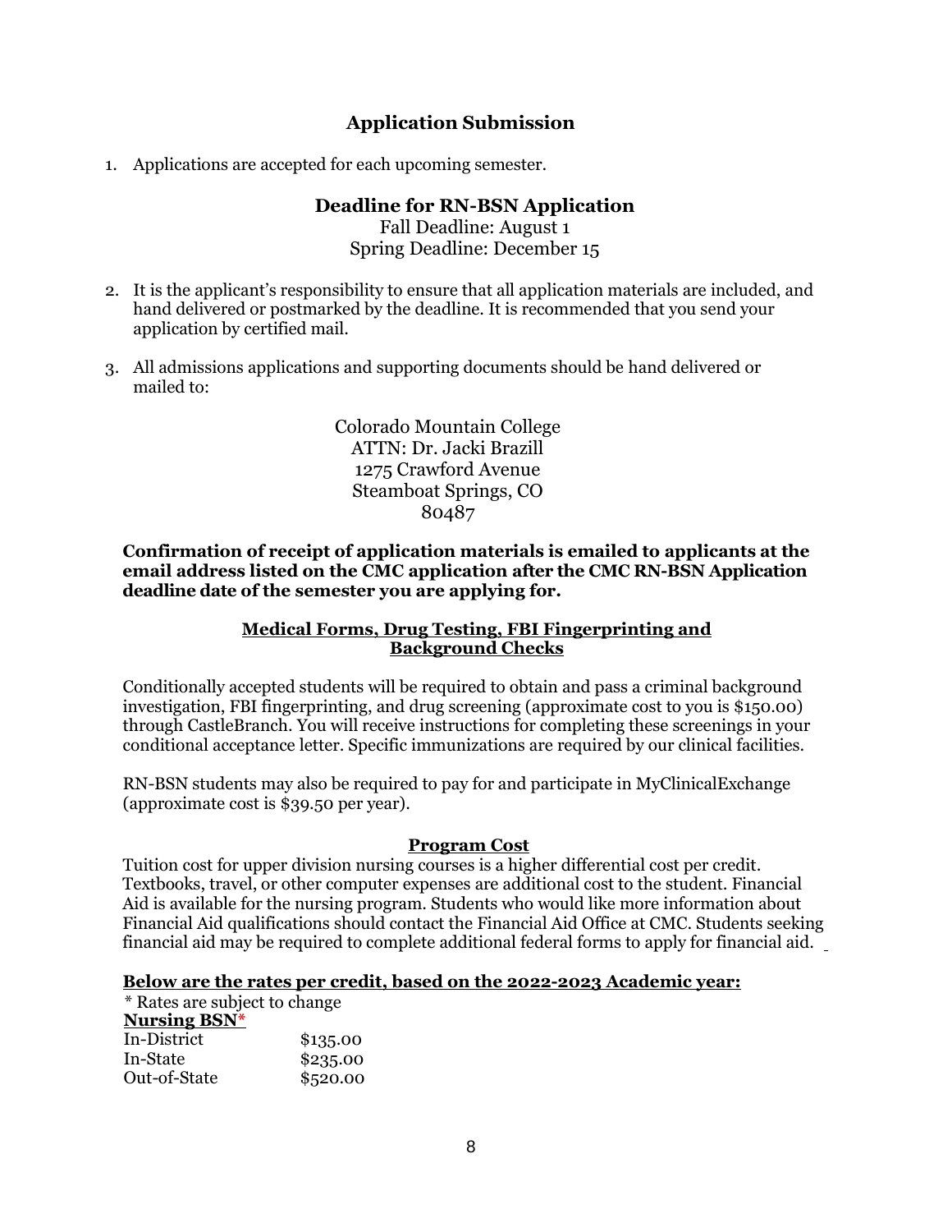## Application Submission

1. Applications are accepted for each upcoming semester.

### Deadline for RN-BSN Application

Fall Deadline: August 1
Spring Deadline: December 15

2. It is the applicant's responsibility to ensure that all application materials are included, and hand delivered or postmarked by the deadline. It is recommended that you send your application by certified mail.

3. All admissions applications and supporting documents should be hand delivered or mailed to:

Colorado Mountain College
ATTN: Dr. Jacki Brazill
1275 Crawford Avenue
Steamboat Springs, CO
80487

**Confirmation of receipt of application materials is emailed to applicants at the email address listed on the CMC application after the CMC RN-BSN Application deadline date of the semester you are applying for.**

### Medical Forms, Drug Testing, FBI Fingerprinting and Background Checks

Conditionally accepted students will be required to obtain and pass a criminal background investigation, FBI fingerprinting, and drug screening (approximate cost to you is $150.00) through CastleBranch. You will receive instructions for completing these screenings in your conditional acceptance letter. Specific immunizations are required by our clinical facilities.

RN-BSN students may also be required to pay for and participate in MyClinicalExchange (approximate cost is $39.50 per year).

### Program Cost

Tuition cost for upper division nursing courses is a higher differential cost per credit. Textbooks, travel, or other computer expenses are additional cost to the student. Financial Aid is available for the nursing program. Students who would like more information about Financial Aid qualifications should contact the Financial Aid Office at CMC. Students seeking financial aid may be required to complete additional federal forms to apply for financial aid.

**Below are the rates per credit, based on the 2022-2023 Academic year:**

* Rates are subject to change

**Nursing BSN***

| | |
|---|---|
| In-District | $135.00 |
| In-State | $235.00 |
| Out-of-State | $520.00 |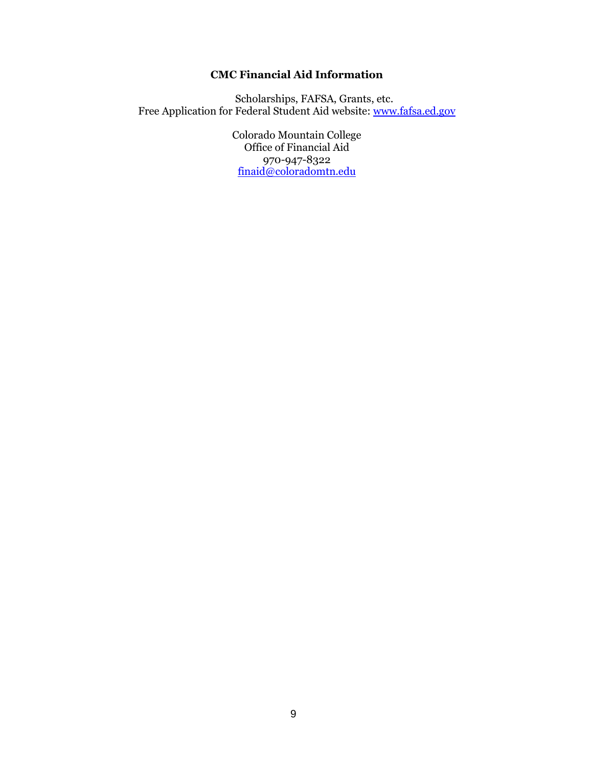## CMC Financial Aid Information

Scholarships, FAFSA, Grants, etc.
Free Application for Federal Student Aid website: [www.fafsa.ed.gov](http://www.fafsa.ed.gov)

Colorado Mountain College
Office of Financial Aid
970-947-8322
[finaid@coloradomtn.edu](mailto:finaid@coloradomtn.edu)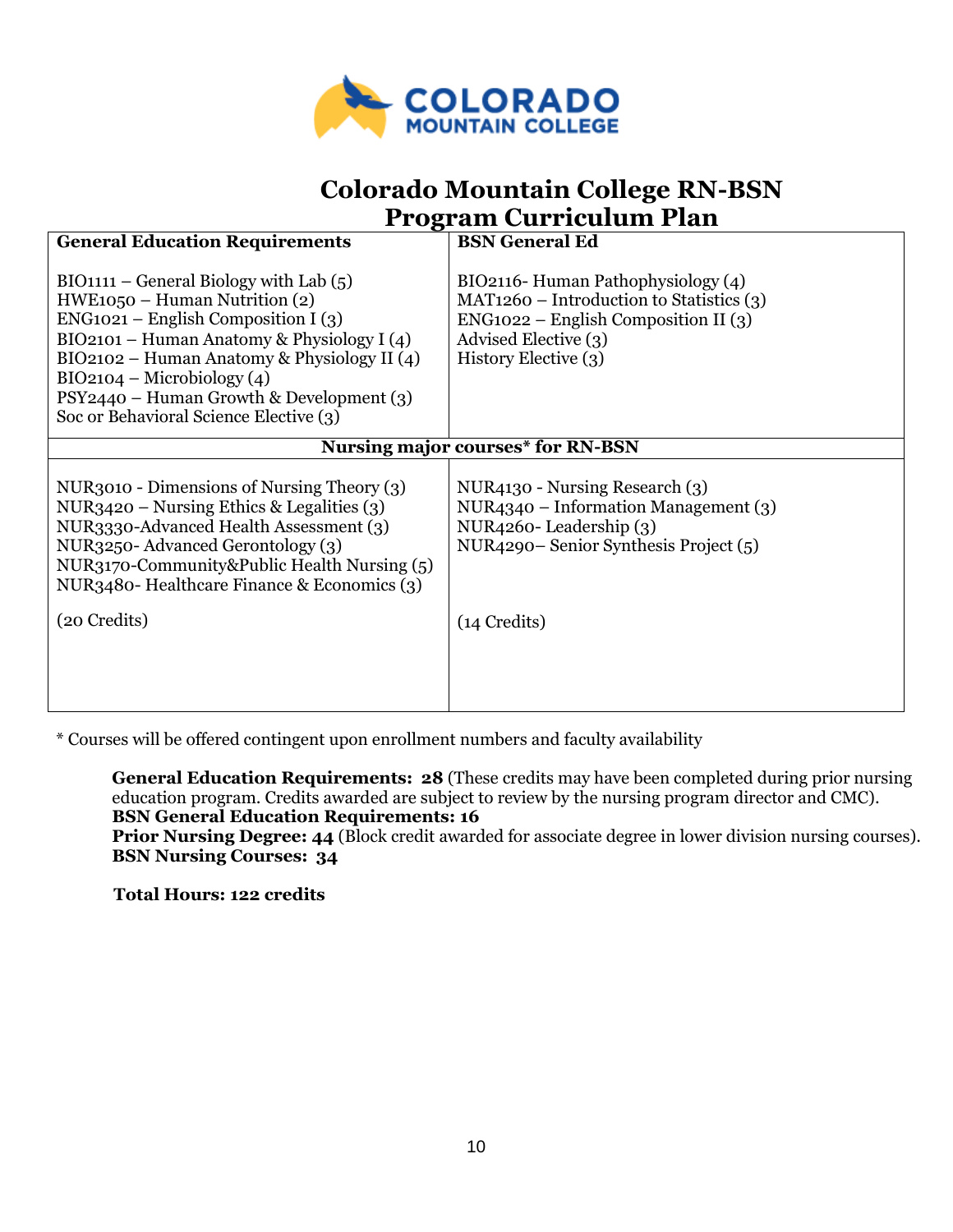# Colorado Mountain College RN-BSN Program Curriculum Plan

| General Education Requirements | BSN General Ed |
|---|---|
| BIO1111 – General Biology with Lab (5)<br>HWE1050 – Human Nutrition (2)<br>ENG1021 – English Composition I (3)<br>BIO2101 – Human Anatomy & Physiology I (4)<br>BIO2102 – Human Anatomy & Physiology II (4)<br>BIO2104 – Microbiology (4)<br>PSY2440 – Human Growth & Development (3)<br>Soc or Behavioral Science Elective (3) | BIO2116- Human Pathophysiology (4)<br>MAT1260 – Introduction to Statistics (3)<br>ENG1022 – English Composition II (3)<br>Advised Elective (3)<br>History Elective (3) |
| **Nursing major courses* for RN-BSN** | |
| NUR3010 - Dimensions of Nursing Theory (3)<br>NUR3420 – Nursing Ethics & Legalities (3)<br>NUR3330-Advanced Health Assessment (3)<br>NUR3250- Advanced Gerontology (3)<br>NUR3170-Community&Public Health Nursing (5)<br>NUR3480- Healthcare Finance & Economics (3)<br><br>(20 Credits) | NUR4130 - Nursing Research (3)<br>NUR4340 – Information Management (3)<br>NUR4260- Leadership (3)<br>NUR4290– Senior Synthesis Project (5)<br><br>(14 Credits) |

* Courses will be offered contingent upon enrollment numbers and faculty availability

**General Education Requirements: 28** (These credits may have been completed during prior nursing education program. Credits awarded are subject to review by the nursing program director and CMC).
**BSN General Education Requirements: 16**
**Prior Nursing Degree: 44** (Block credit awarded for associate degree in lower division nursing courses).
**BSN Nursing Courses: 34**

**Total Hours: 122 credits**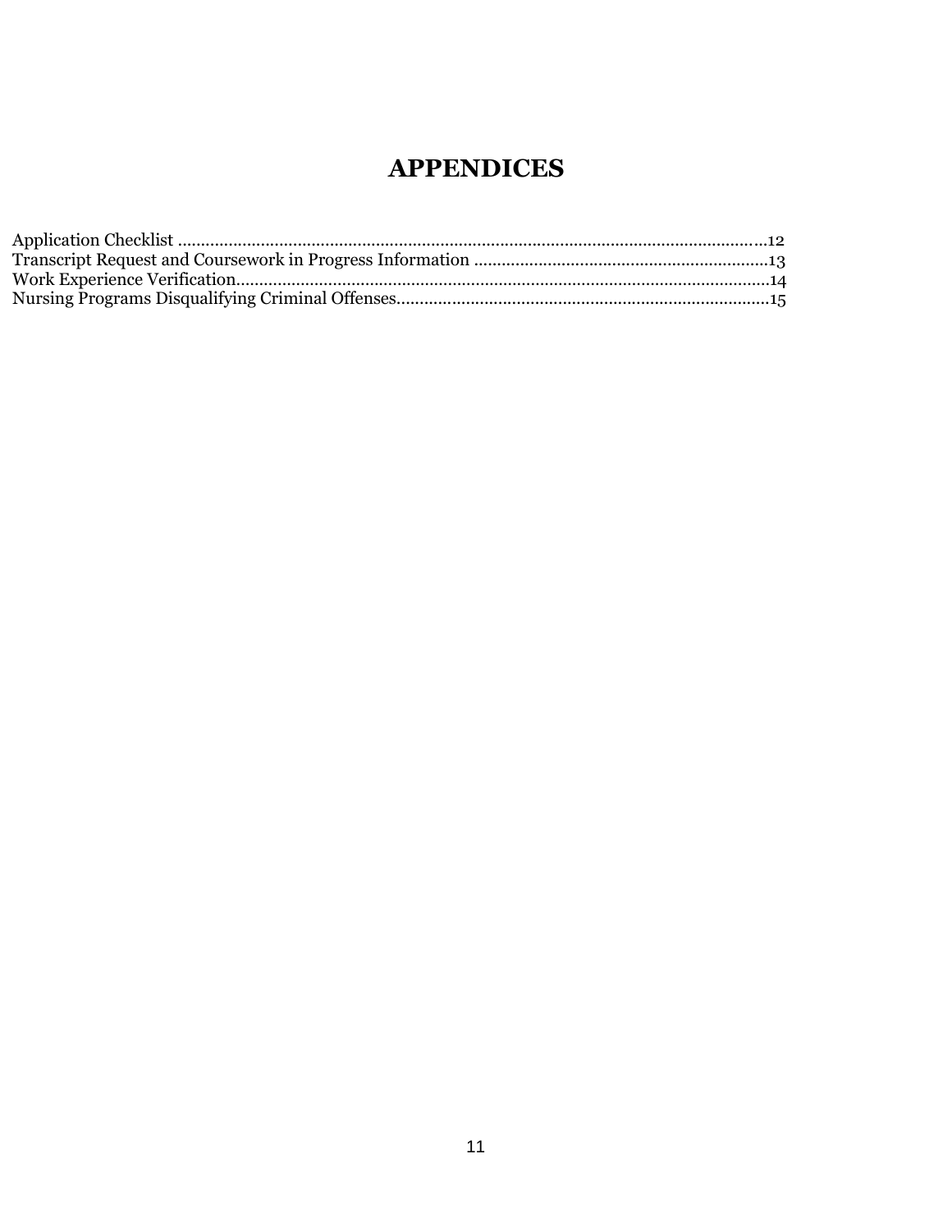# APPENDICES

Application Checklist ..............................................................................................................................12
Transcript Request and Coursework in Progress Information ................................................................13
Work Experience Verification....................................................................................................................14
Nursing Programs Disqualifying Criminal Offenses.................................................................................15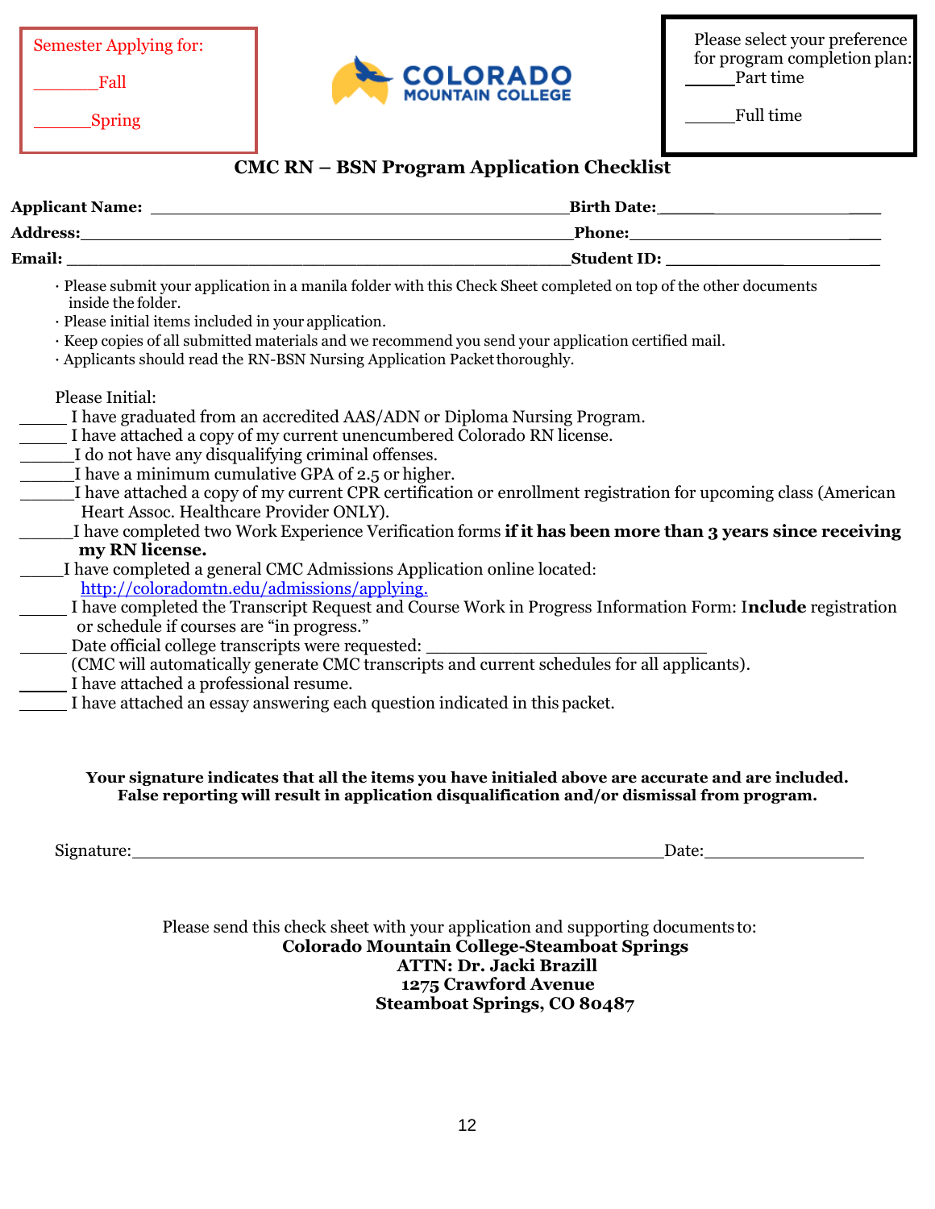Semester Applying for:

_______Fall

______Spring

COLORADO MOUNTAIN COLLEGE

Please select your preference for program completion plan:
_____Part time

_____Full time

## CMC RN – BSN Program Application Checklist

**Applicant Name:** ________________________________________ **Birth Date:** ____________________
**Address:** ________________________________________ **Phone:** ____________________
**Email:** ________________________________________ **Student ID:** ____________________

- Please submit your application in a manila folder with this Check Sheet completed on top of the other documents inside the folder.
- Please initial items included in your application.
- Keep copies of all submitted materials and we recommend you send your application certified mail.
- Applicants should read the RN-BSN Nursing Application Packet thoroughly.

Please Initial:

_____ I have graduated from an accredited AAS/ADN or Diploma Nursing Program.
_____ I have attached a copy of my current unencumbered Colorado RN license.
______I do not have any disqualifying criminal offenses.
______I have a minimum cumulative GPA of 2.5 or higher.
______I have attached a copy of my current CPR certification or enrollment registration for upcoming class (American Heart Assoc. Healthcare Provider ONLY).
______I have completed two Work Experience Verification forms **if it has been more than 3 years since receiving my RN license.**
_____I have completed a general CMC Admissions Application online located: http://coloradomtn.edu/admissions/applying.
_____ I have completed the Transcript Request and Course Work in Progress Information Form: I**nclude** registration or schedule if courses are "in progress."
_____ Date official college transcripts were requested: ____________________________
(CMC will automatically generate CMC transcripts and current schedules for all applicants).
_____ I have attached a professional resume.
_____ I have attached an essay answering each question indicated in this packet.

**Your signature indicates that all the items you have initialed above are accurate and are included. False reporting will result in application disqualification and/or dismissal from program.**

Signature:________________________________________________Date:________________

Please send this check sheet with your application and supporting documents to:
**Colorado Mountain College-Steamboat Springs**
**ATTN: Dr. Jacki Brazill**
**1275 Crawford Avenue**
**Steamboat Springs, CO 80487**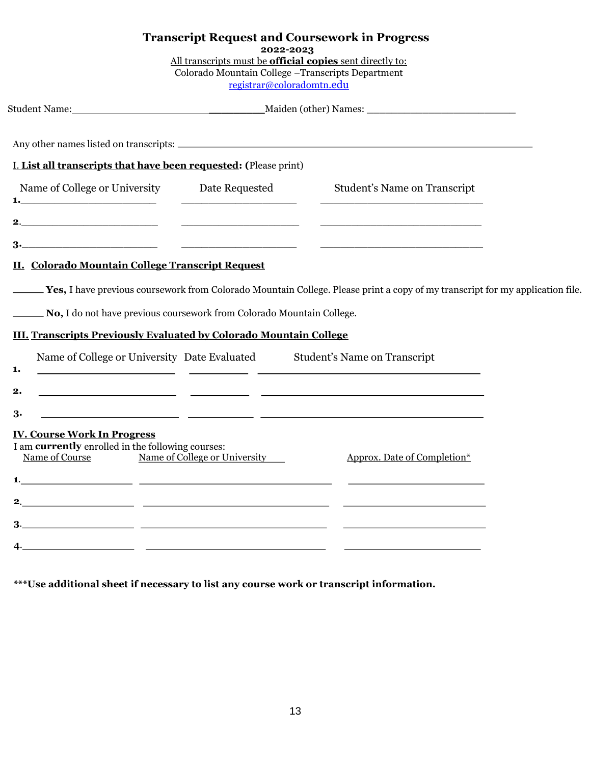# Transcript Request and Coursework in Progress

**2022-2023**

All transcripts must be **official copies** sent directly to:

Colorado Mountain College –Transcripts Department

registrar@coloradomtn.edu

Student Name:______________________________Maiden (other) Names: ___________________________

Any other names listed on transcripts: ______________________________________________________________

## I. List all transcripts that have been requested: (Please print)

| | Name of College or University | Date Requested | Student's Name on Transcript |
|---|---|---|---|
| 1. | | | |
| 2. | | | |
| 3. | | | |

## II. Colorado Mountain College Transcript Request

_____ **Yes,** I have previous coursework from Colorado Mountain College. Please print a copy of my transcript for my application file.

_____ **No,** I do not have previous coursework from Colorado Mountain College.

## III. Transcripts Previously Evaluated by Colorado Mountain College

| | Name of College or University | Date Evaluated | Student's Name on Transcript |
|---|---|---|---|
| 1. | | | |
| 2. | | | |
| 3. | | | |

## IV. Course Work In Progress

I am **currently** enrolled in the following courses:

| | Name of Course | Name of College or University | Approx. Date of Completion* |
|---|---|---|---|
| 1. | | | |
| 2. | | | |
| 3. | | | |
| 4. | | | |

**\*\*\*Use additional sheet if necessary to list any course work or transcript information.**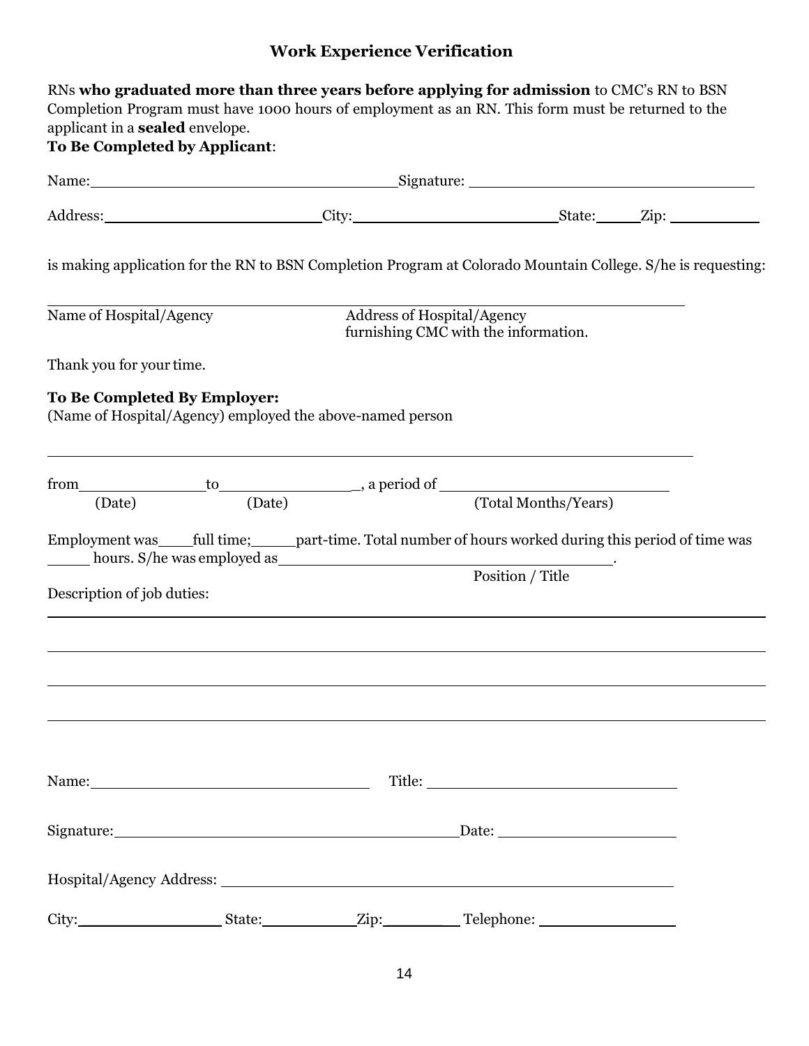## Work Experience Verification

RNs **who graduated more than three years before applying for admission** to CMC's RN to BSN Completion Program must have 1000 hours of employment as an RN. This form must be returned to the applicant in a **sealed** envelope.

**To Be Completed by Applicant**:

Name: ______________________________ Signature: ______________________________

Address: ______________________ City: ______________________ State: _____ Zip: __________

is making application for the RN to BSN Completion Program at Colorado Mountain College. S/he is requesting:

________________________________________________________________________

Name of Hospital/Agency Address of Hospital/Agency furnishing CMC with the information.

Thank you for your time.

**To Be Completed By Employer:**

(Name of Hospital/Agency) employed the above-named person

________________________________________________________________________

from ______________ to ______________, a period of ________________________

(Date) (Date) (Total Months/Years)

Employment was ____ full time; _____ part-time. Total number of hours worked during this period of time was _____ hours. S/he was employed as ____________________________________.

Position / Title

Description of job duties:

________________________________________________________________________

________________________________________________________________________

________________________________________________________________________

________________________________________________________________________

Name: ______________________________ Title: ______________________________

Signature: ______________________________________ Date: ____________________

Hospital/Agency Address: ________________________________________________

City: ______________ State: __________ Zip: ________ Telephone: ________________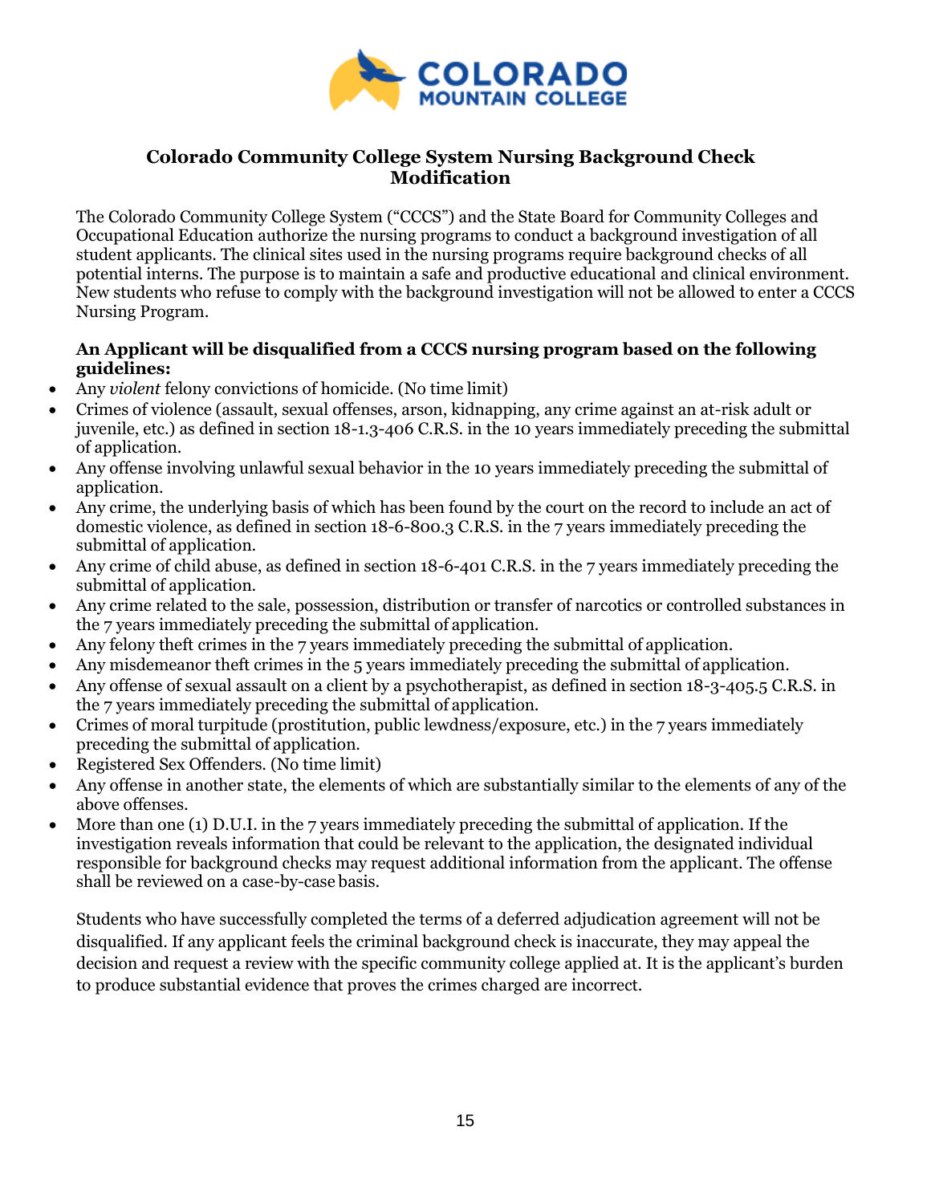## Colorado Community College System Nursing Background Check Modification

The Colorado Community College System ("CCCS") and the State Board for Community Colleges and Occupational Education authorize the nursing programs to conduct a background investigation of all student applicants. The clinical sites used in the nursing programs require background checks of all potential interns. The purpose is to maintain a safe and productive educational and clinical environment. New students who refuse to comply with the background investigation will not be allowed to enter a CCCS Nursing Program.

**An Applicant will be disqualified from a CCCS nursing program based on the following guidelines:**

- Any *violent* felony convictions of homicide. (No time limit)
- Crimes of violence (assault, sexual offenses, arson, kidnapping, any crime against an at-risk adult or juvenile, etc.) as defined in section 18-1.3-406 C.R.S. in the 10 years immediately preceding the submittal of application.
- Any offense involving unlawful sexual behavior in the 10 years immediately preceding the submittal of application.
- Any crime, the underlying basis of which has been found by the court on the record to include an act of domestic violence, as defined in section 18-6-800.3 C.R.S. in the 7 years immediately preceding the submittal of application.
- Any crime of child abuse, as defined in section 18-6-401 C.R.S. in the 7 years immediately preceding the submittal of application.
- Any crime related to the sale, possession, distribution or transfer of narcotics or controlled substances in the 7 years immediately preceding the submittal of application.
- Any felony theft crimes in the 7 years immediately preceding the submittal of application.
- Any misdemeanor theft crimes in the 5 years immediately preceding the submittal of application.
- Any offense of sexual assault on a client by a psychotherapist, as defined in section 18-3-405.5 C.R.S. in the 7 years immediately preceding the submittal of application.
- Crimes of moral turpitude (prostitution, public lewdness/exposure, etc.) in the 7 years immediately preceding the submittal of application.
- Registered Sex Offenders. (No time limit)
- Any offense in another state, the elements of which are substantially similar to the elements of any of the above offenses.
- More than one (1) D.U.I. in the 7 years immediately preceding the submittal of application. If the investigation reveals information that could be relevant to the application, the designated individual responsible for background checks may request additional information from the applicant. The offense shall be reviewed on a case-by-case basis.

Students who have successfully completed the terms of a deferred adjudication agreement will not be disqualified. If any applicant feels the criminal background check is inaccurate, they may appeal the decision and request a review with the specific community college applied at. It is the applicant's burden to produce substantial evidence that proves the crimes charged are incorrect.